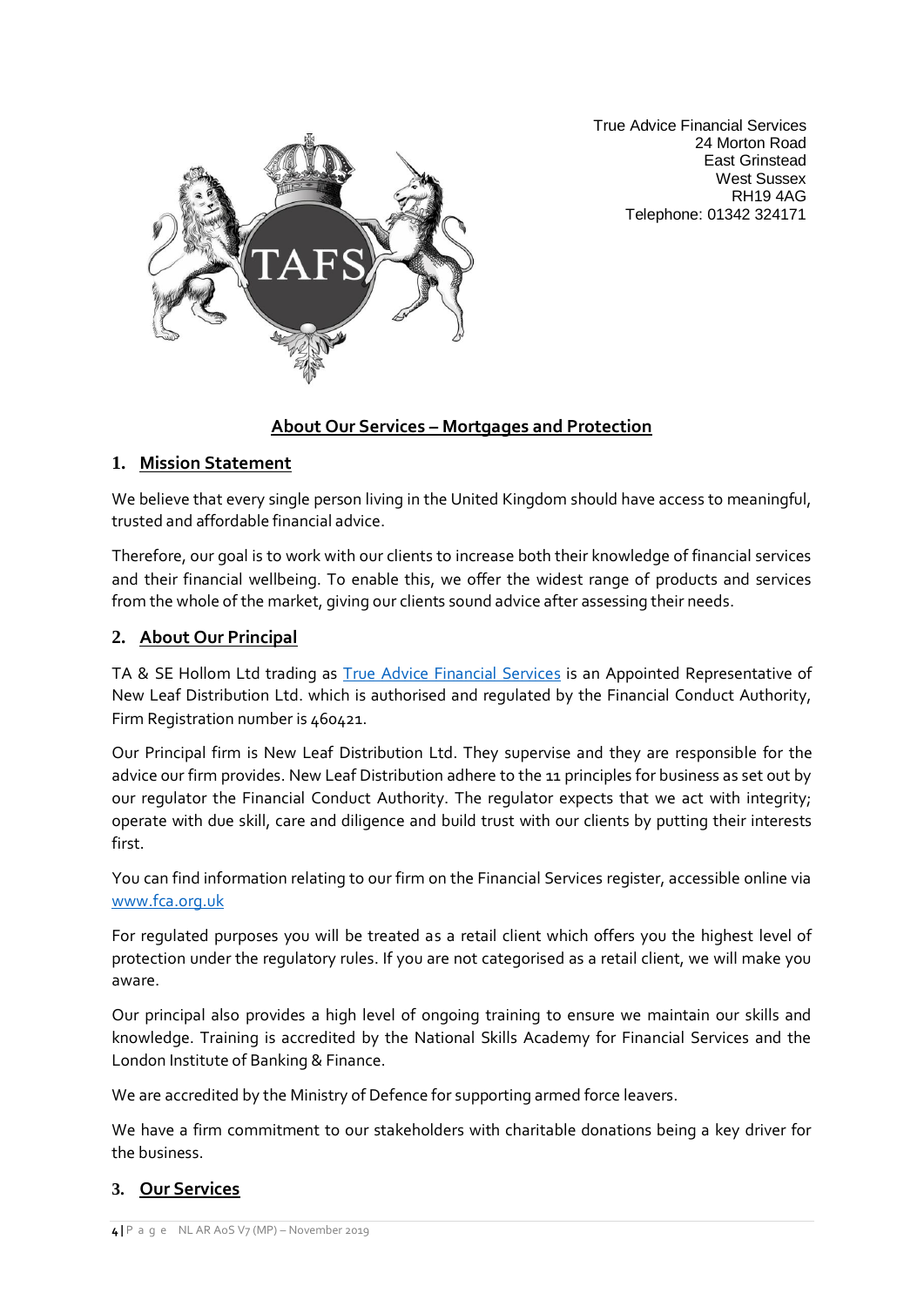True Advice Financial Services
24 Morton Road
East Grinstead
West Sussex
RH19 4AG
Telephone: 01342 324171

# About Our Services – Mortgages and Protection

## 1. Mission Statement

We believe that every single person living in the United Kingdom should have access to meaningful, trusted and affordable financial advice.

Therefore, our goal is to work with our clients to increase both their knowledge of financial services and their financial wellbeing. To enable this, we offer the widest range of products and services from the whole of the market, giving our clients sound advice after assessing their needs.

## 2. About Our Principal

TA & SE Hollom Ltd trading as [True Advice Financial Services] is an Appointed Representative of New Leaf Distribution Ltd. which is authorised and regulated by the Financial Conduct Authority, Firm Registration number is 460421.

Our Principal firm is New Leaf Distribution Ltd. They supervise and they are responsible for the advice our firm provides. New Leaf Distribution adhere to the 11 principles for business as set out by our regulator the Financial Conduct Authority. The regulator expects that we act with integrity; operate with due skill, care and diligence and build trust with our clients by putting their interests first.

You can find information relating to our firm on the Financial Services register, accessible online via www.fca.org.uk

For regulated purposes you will be treated as a retail client which offers you the highest level of protection under the regulatory rules. If you are not categorised as a retail client, we will make you aware.

Our principal also provides a high level of ongoing training to ensure we maintain our skills and knowledge. Training is accredited by the National Skills Academy for Financial Services and the London Institute of Banking & Finance.

We are accredited by the Ministry of Defence for supporting armed force leavers.

We have a firm commitment to our stakeholders with charitable donations being a key driver for the business.

## 3. Our Services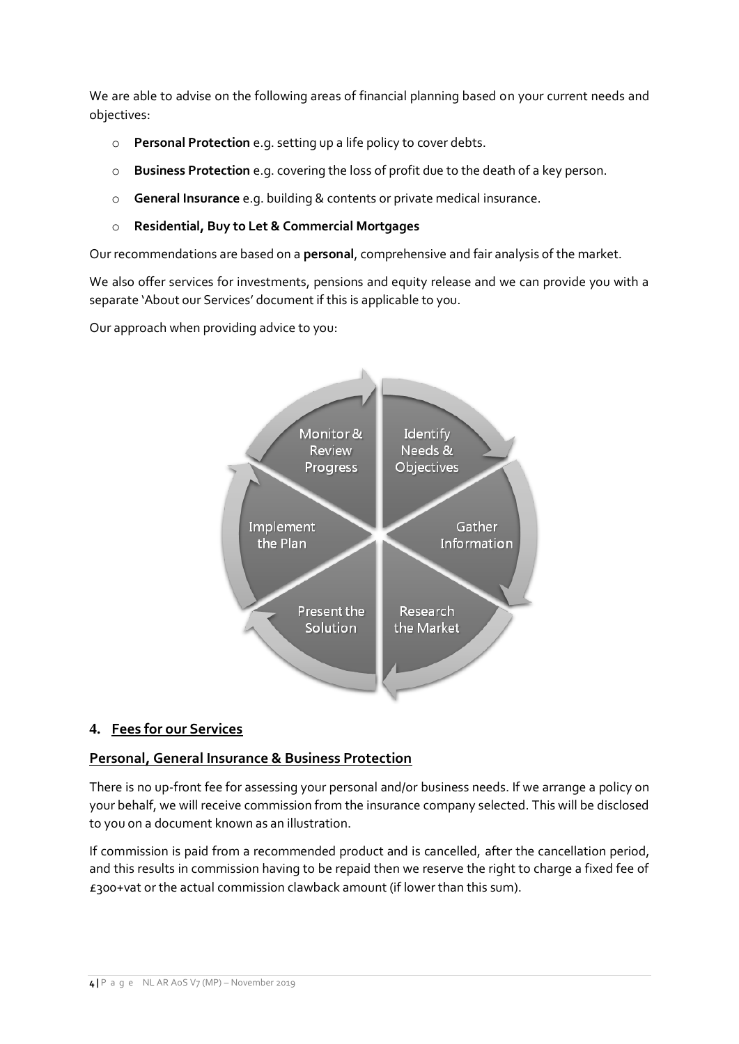We are able to advise on the following areas of financial planning based on your current needs and objectives:

- **Personal Protection** e.g. setting up a life policy to cover debts.
- **Business Protection** e.g. covering the loss of profit due to the death of a key person.
- **General Insurance** e.g. building & contents or private medical insurance.
- **Residential, Buy to Let & Commercial Mortgages**

Our recommendations are based on a **personal**, comprehensive and fair analysis of the market.

We also offer services for investments, pensions and equity release and we can provide you with a separate 'About our Services' document if this is applicable to you.

Our approach when providing advice to you:

Identify Needs & Objectives → Gather Information → Research the Market → Present the Solution → Implement the Plan → Monitor & Review Progress

## 4. Fees for our Services

### Personal, General Insurance & Business Protection

There is no up-front fee for assessing your personal and/or business needs. If we arrange a policy on your behalf, we will receive commission from the insurance company selected. This will be disclosed to you on a document known as an illustration.

If commission is paid from a recommended product and is cancelled, after the cancellation period, and this results in commission having to be repaid then we reserve the right to charge a fixed fee of £300+vat or the actual commission clawback amount (if lower than this sum).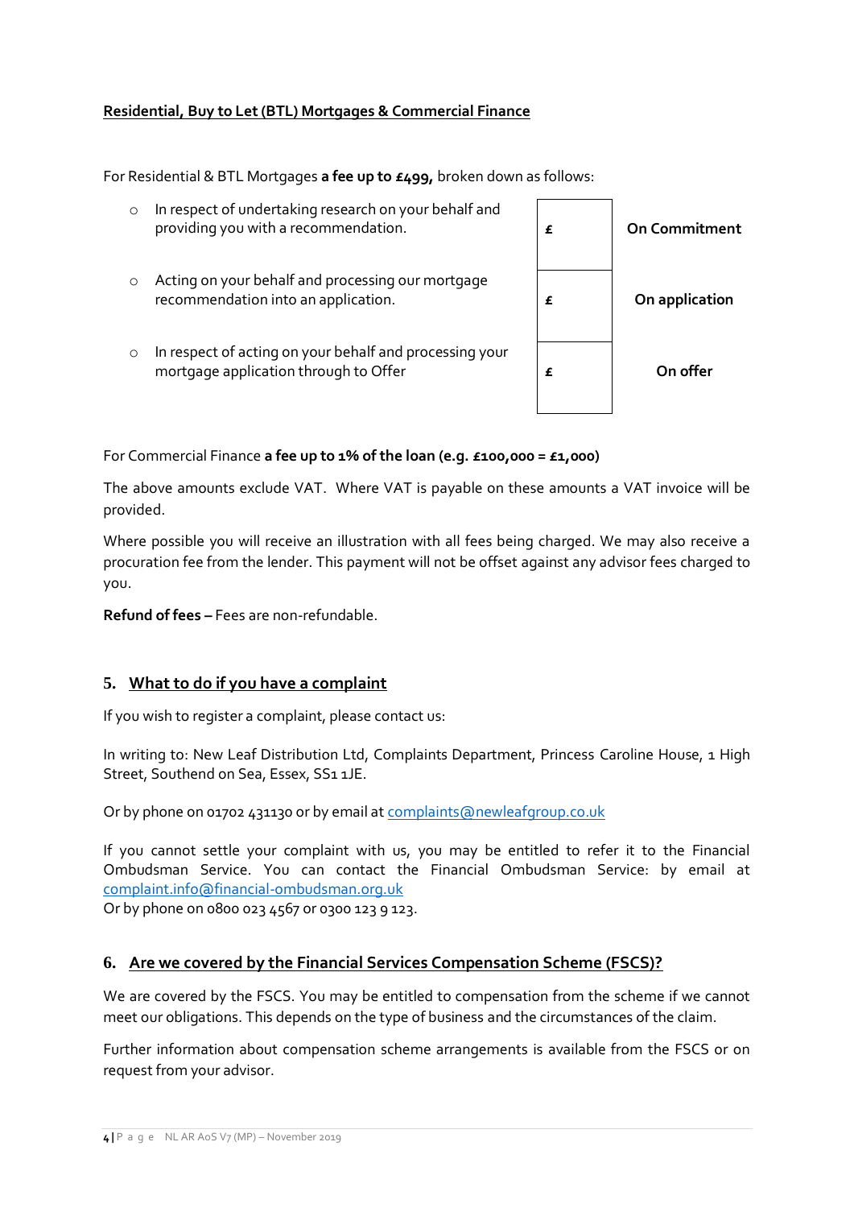**Residential, Buy to Let (BTL) Mortgages & Commercial Finance**

For Residential & BTL Mortgages **a fee up to £499,** broken down as follows:

| | | |
|---|---|---|
| In respect of undertaking research on your behalf and providing you with a recommendation. | £ | **On Commitment** |
| Acting on your behalf and processing our mortgage recommendation into an application. | £ | **On application** |
| In respect of acting on your behalf and processing your mortgage application through to Offer | £ | **On offer** |

For Commercial Finance **a fee up to 1% of the loan (e.g. £100,000 = £1,000)**

The above amounts exclude VAT. Where VAT is payable on these amounts a VAT invoice will be provided.

Where possible you will receive an illustration with all fees being charged. We may also receive a procuration fee from the lender. This payment will not be offset against any advisor fees charged to you.

**Refund of fees –** Fees are non-refundable.

## 5. What to do if you have a complaint

If you wish to register a complaint, please contact us:

In writing to: New Leaf Distribution Ltd, Complaints Department, Princess Caroline House, 1 High Street, Southend on Sea, Essex, SS1 1JE.

Or by phone on 01702 431130 or by email at complaints@newleafgroup.co.uk

If you cannot settle your complaint with us, you may be entitled to refer it to the Financial Ombudsman Service. You can contact the Financial Ombudsman Service: by email at complaint.info@financial-ombudsman.org.uk
Or by phone on 0800 023 4567 or 0300 123 9 123.

## 6. Are we covered by the Financial Services Compensation Scheme (FSCS)?

We are covered by the FSCS. You may be entitled to compensation from the scheme if we cannot meet our obligations. This depends on the type of business and the circumstances of the claim.

Further information about compensation scheme arrangements is available from the FSCS or on request from your advisor.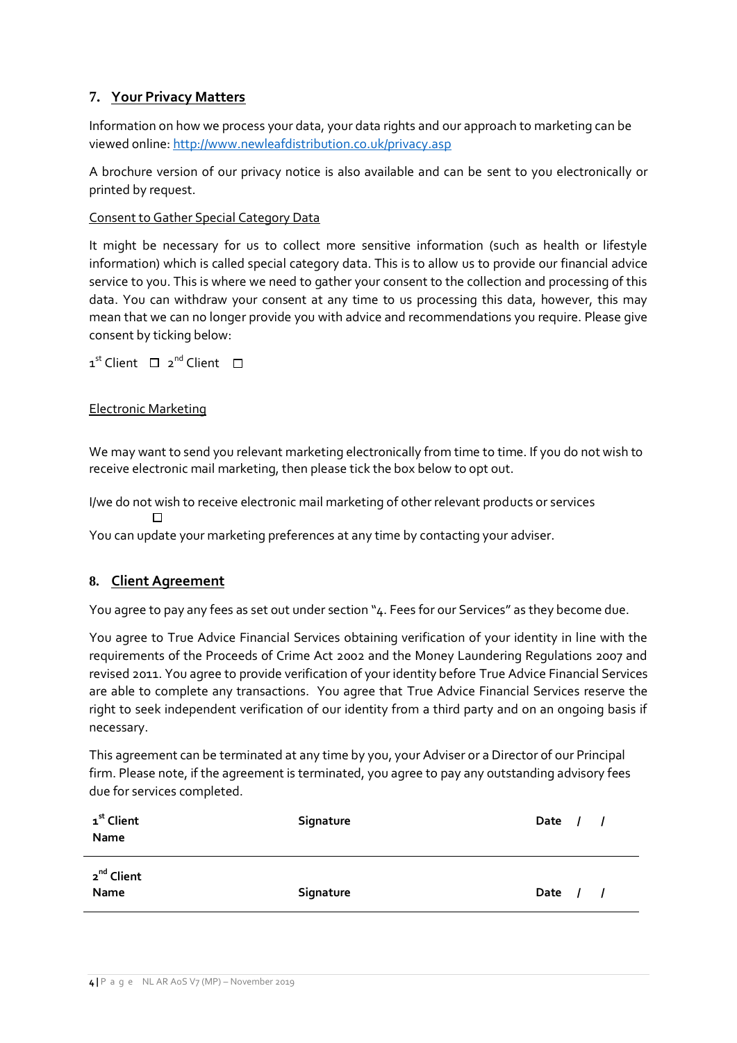## 7. Your Privacy Matters

Information on how we process your data, your data rights and our approach to marketing can be viewed online: [http://www.newleafdistribution.co.uk/privacy.asp](http://www.newleafdistribution.co.uk/privacy.asp)

A brochure version of our privacy notice is also available and can be sent to you electronically or printed by request.

Consent to Gather Special Category Data

It might be necessary for us to collect more sensitive information (such as health or lifestyle information) which is called special category data. This is to allow us to provide our financial advice service to you. This is where we need to gather your consent to the collection and processing of this data. You can withdraw your consent at any time to us processing this data, however, this may mean that we can no longer provide you with advice and recommendations you require. Please give consent by ticking below:

1st Client ☐ 2nd Client ☐

Electronic Marketing

We may want to send you relevant marketing electronically from time to time. If you do not wish to receive electronic mail marketing, then please tick the box below to opt out.

I/we do not wish to receive electronic mail marketing of other relevant products or services ☐

You can update your marketing preferences at any time by contacting your adviser.

## 8. Client Agreement

You agree to pay any fees as set out under section "4. Fees for our Services" as they become due.

You agree to True Advice Financial Services obtaining verification of your identity in line with the requirements of the Proceeds of Crime Act 2002 and the Money Laundering Regulations 2007 and revised 2011. You agree to provide verification of your identity before True Advice Financial Services are able to complete any transactions. You agree that True Advice Financial Services reserve the right to seek independent verification of our identity from a third party and on an ongoing basis if necessary.

This agreement can be terminated at any time by you, your Adviser or a Director of our Principal firm. Please note, if the agreement is terminated, you agree to pay any outstanding advisory fees due for services completed.

| | | |
|---|---|---|
| **1st Client Name** | **Signature** | **Date / /** |
| **2nd Client Name** | **Signature** | **Date / /** |